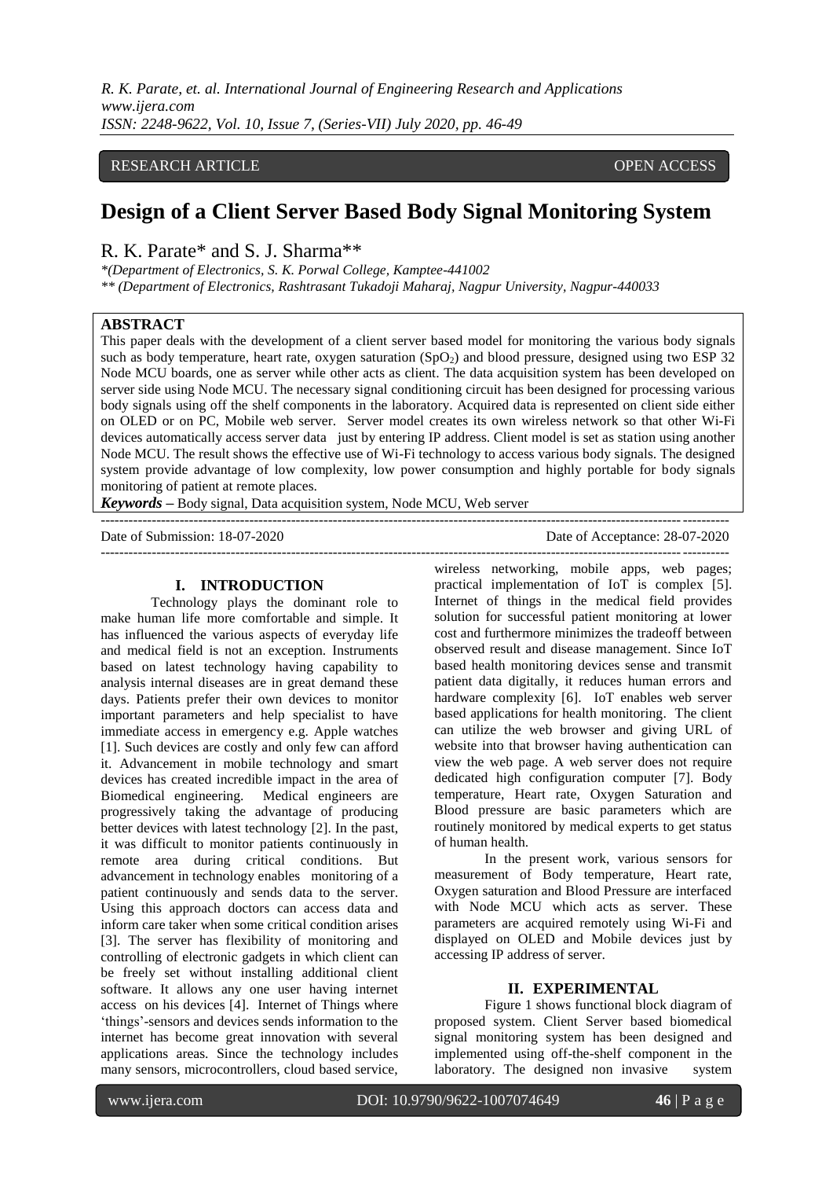RESEARCH ARTICLE OPEN ACCESS

# Design of a Client Server Based Body Signal Monitoring System

R. K. Parate* and S. J. Sharma**

*(Department of Electronics, S. K. Porwal College, Kamptee-441002

** (Department of Electronics, Rashtrasant Tukadoji Maharaj, Nagpur University, Nagpur-440033

## ABSTRACT

This paper deals with the development of a client server based model for monitoring the various body signals such as body temperature, heart rate, oxygen saturation ($SpO_2$) and blood pressure, designed using two ESP 32 Node MCU boards, one as server while other acts as client. The data acquisition system has been developed on server side using Node MCU. The necessary signal conditioning circuit has been designed for processing various body signals using off the shelf components in the laboratory. Acquired data is represented on client side either on OLED or on PC, Mobile web server. Server model creates its own wireless network so that other Wi-Fi devices automatically access server data just by entering IP address. Client model is set as station using another Node MCU. The result shows the effective use of Wi-Fi technology to access various body signals. The designed system provide advantage of low complexity, low power consumption and highly portable for body signals monitoring of patient at remote places.

***Keywords*** – Body signal, Data acquisition system, Node MCU, Web server

Date of Submission: 18-07-2020 Date of Acceptance: 28-07-2020

## I. INTRODUCTION

Technology plays the dominant role to make human life more comfortable and simple. It has influenced the various aspects of everyday life and medical field is not an exception. Instruments based on latest technology having capability to analysis internal diseases are in great demand these days. Patients prefer their own devices to monitor important parameters and help specialist to have immediate access in emergency e.g. Apple watches [1]. Such devices are costly and only few can afford it. Advancement in mobile technology and smart devices has created incredible impact in the area of Biomedical engineering. Medical engineers are progressively taking the advantage of producing better devices with latest technology [2]. In the past, it was difficult to monitor patients continuously in remote area during critical conditions. But advancement in technology enables monitoring of a patient continuously and sends data to the server. Using this approach doctors can access data and inform care taker when some critical condition arises [3]. The server has flexibility of monitoring and controlling of electronic gadgets in which client can be freely set without installing additional client software. It allows any one user having internet access on his devices [4]. Internet of Things where 'things'-sensors and devices sends information to the internet has become great innovation with several applications areas. Since the technology includes many sensors, microcontrollers, cloud based service, wireless networking, mobile apps, web pages; practical implementation of IoT is complex [5]. Internet of things in the medical field provides solution for successful patient monitoring at lower cost and furthermore minimizes the tradeoff between observed result and disease management. Since IoT based health monitoring devices sense and transmit patient data digitally, it reduces human errors and hardware complexity [6]. IoT enables web server based applications for health monitoring. The client can utilize the web browser and giving URL of website into that browser having authentication can view the web page. A web server does not require dedicated high configuration computer [7]. Body temperature, Heart rate, Oxygen Saturation and Blood pressure are basic parameters which are routinely monitored by medical experts to get status of human health.

In the present work, various sensors for measurement of Body temperature, Heart rate, Oxygen saturation and Blood Pressure are interfaced with Node MCU which acts as server. These parameters are acquired remotely using Wi-Fi and displayed on OLED and Mobile devices just by accessing IP address of server.

## II. EXPERIMENTAL

Figure 1 shows functional block diagram of proposed system. Client Server based biomedical signal monitoring system has been designed and implemented using off-the-shelf component in the laboratory. The designed non invasive system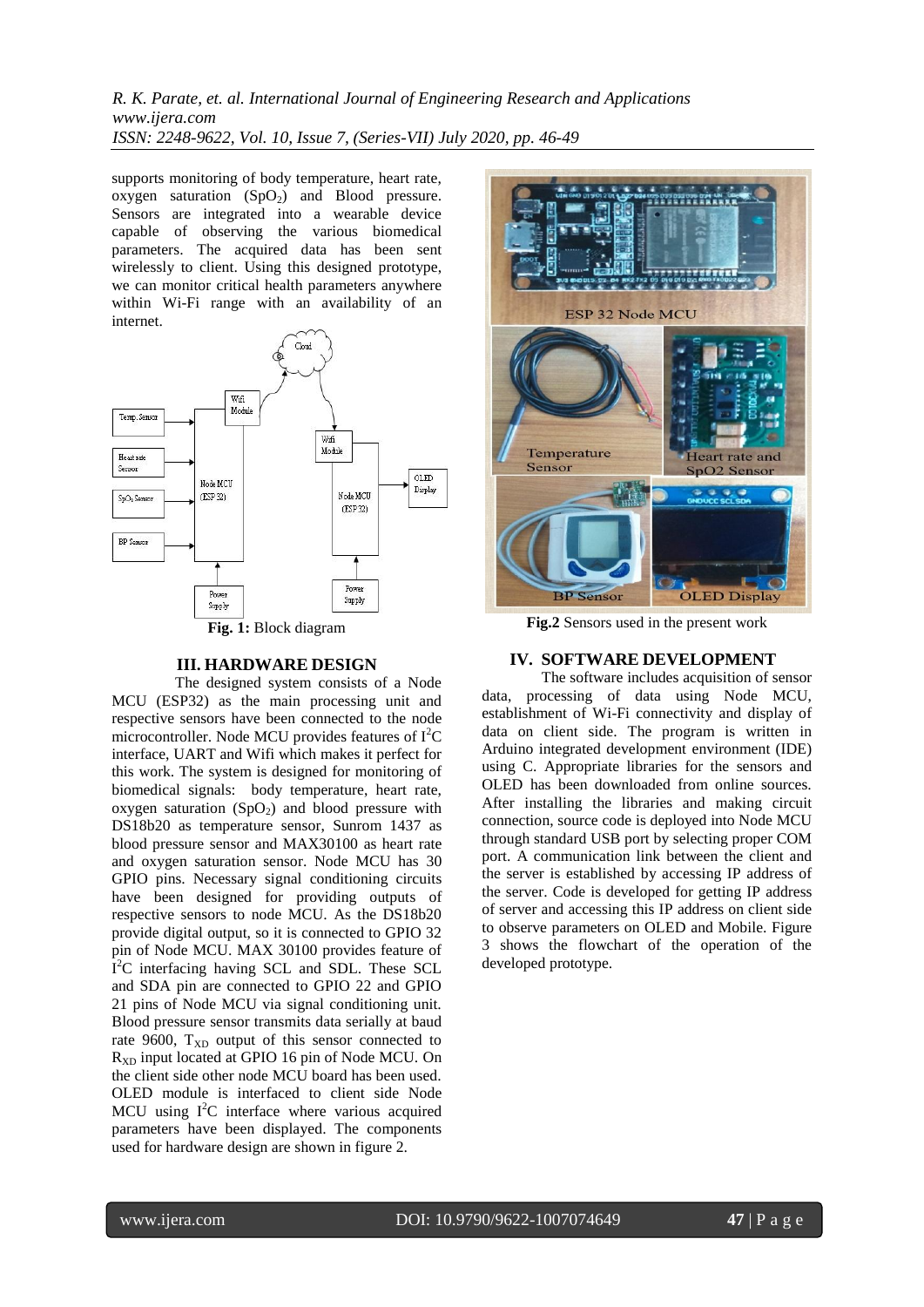supports monitoring of body temperature, heart rate, oxygen saturation ($SpO_2$) and Blood pressure. Sensors are integrated into a wearable device capable of observing the various biomedical parameters. The acquired data has been sent wirelessly to client. Using this designed prototype, we can monitor critical health parameters anywhere within Wi-Fi range with an availability of an internet.

**Fig. 1:** Block diagram

## III. HARDWARE DESIGN

The designed system consists of a Node MCU (ESP32) as the main processing unit and respective sensors have been connected to the node microcontroller. Node MCU provides features of $I^2C$ interface, UART and Wifi which makes it perfect for this work. The system is designed for monitoring of biomedical signals: body temperature, heart rate, oxygen saturation ($SpO_2$) and blood pressure with DS18b20 as temperature sensor, Sunrom 1437 as blood pressure sensor and MAX30100 as heart rate and oxygen saturation sensor. Node MCU has 30 GPIO pins. Necessary signal conditioning circuits have been designed for providing outputs of respective sensors to node MCU. As the DS18b20 provide digital output, so it is connected to GPIO 32 pin of Node MCU. MAX 30100 provides feature of $I^2C$ interfacing having SCL and SDL. These SCL and SDA pin are connected to GPIO 22 and GPIO 21 pins of Node MCU via signal conditioning unit. Blood pressure sensor transmits data serially at baud rate 9600, $T_{XD}$ output of this sensor connected to $R_{XD}$ input located at GPIO 16 pin of Node MCU. On the client side other node MCU board has been used. OLED module is interfaced to client side Node MCU using $I^2C$ interface where various acquired parameters have been displayed. The components used for hardware design are shown in figure 2.

**Fig.2** Sensors used in the present work

## IV. SOFTWARE DEVELOPMENT

The software includes acquisition of sensor data, processing of data using Node MCU, establishment of Wi-Fi connectivity and display of data on client side. The program is written in Arduino integrated development environment (IDE) using C. Appropriate libraries for the sensors and OLED has been downloaded from online sources. After installing the libraries and making circuit connection, source code is deployed into Node MCU through standard USB port by selecting proper COM port. A communication link between the client and the server is established by accessing IP address of the server. Code is developed for getting IP address of server and accessing this IP address on client side to observe parameters on OLED and Mobile. Figure 3 shows the flowchart of the operation of the developed prototype.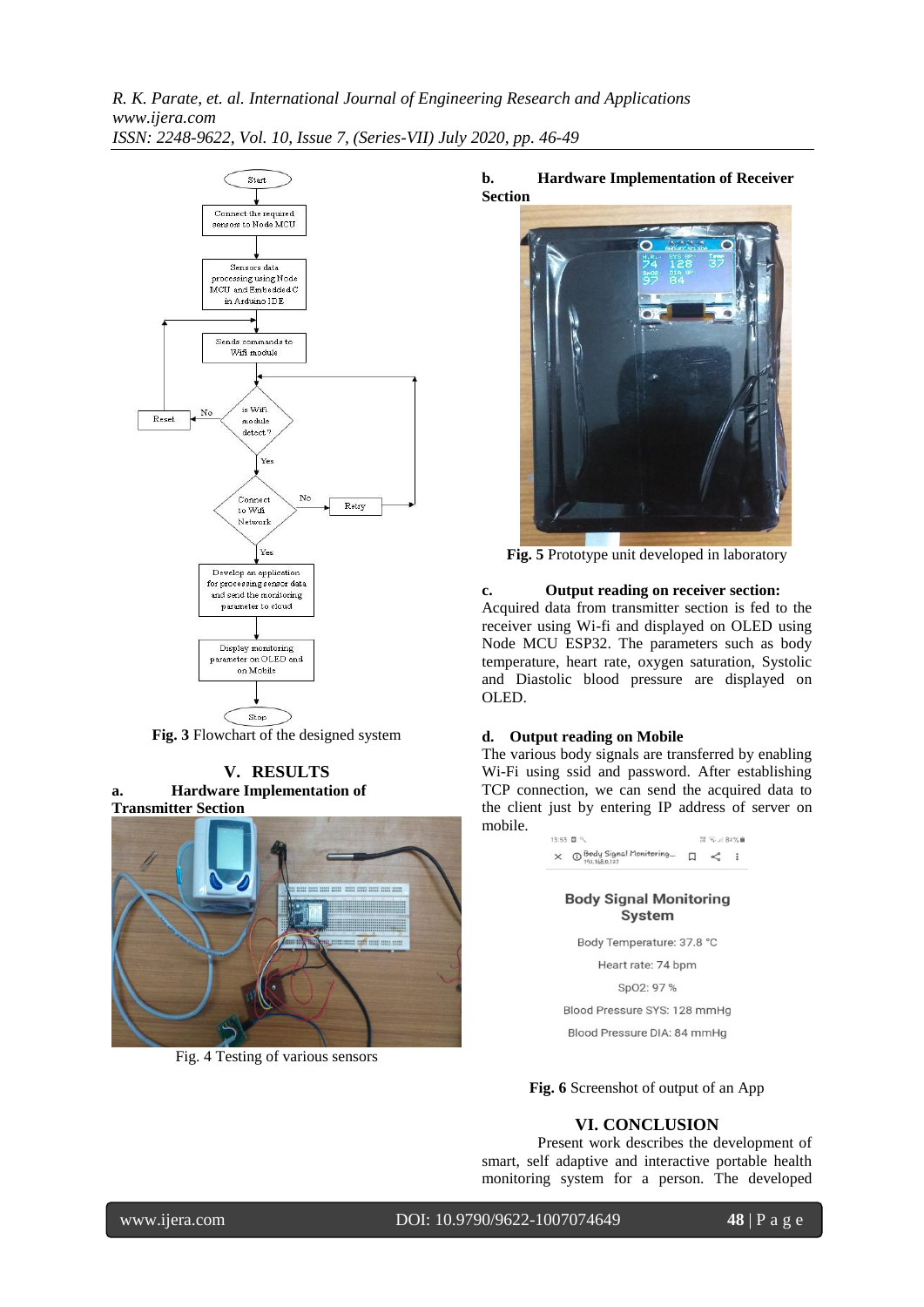Fig. 3 Flowchart of the designed system

## V. RESULTS

### a. Hardware Implementation of Transmitter Section

Fig. 4 Testing of various sensors

### b. Hardware Implementation of Receiver Section

**Fig. 5** Prototype unit developed in laboratory

### c. Output reading on receiver section:

Acquired data from transmitter section is fed to the receiver using Wi-fi and displayed on OLED using Node MCU ESP32. The parameters such as body temperature, heart rate, oxygen saturation, Systolic and Diastolic blood pressure are displayed on OLED.

### d. Output reading on Mobile

The various body signals are transferred by enabling Wi-Fi using ssid and password. After establishing TCP connection, we can send the acquired data to the client just by entering IP address of server on mobile.

**Fig. 6** Screenshot of output of an App

## VI. CONCLUSION

Present work describes the development of smart, self adaptive and interactive portable health monitoring system for a person. The developed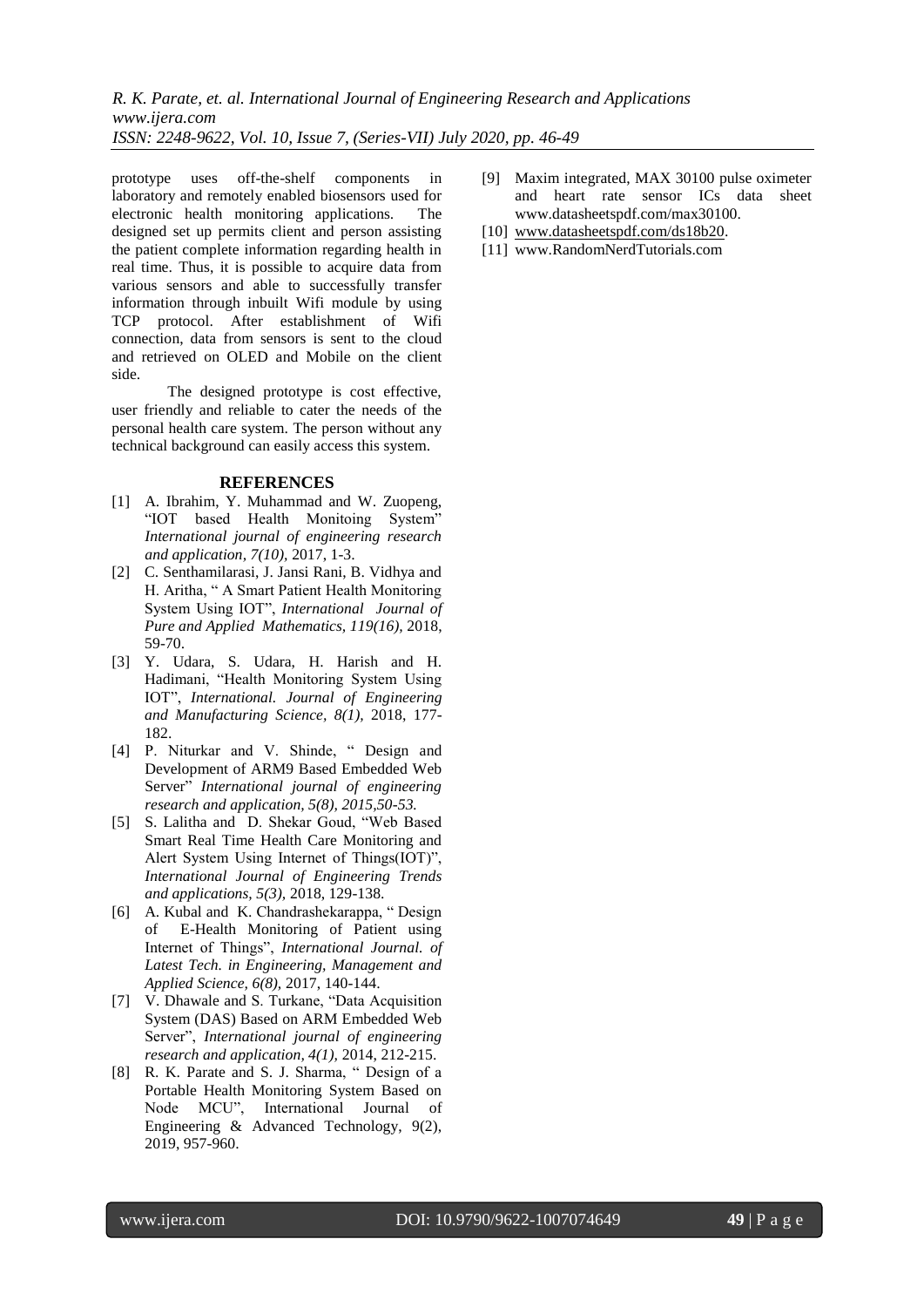prototype uses off-the-shelf components in laboratory and remotely enabled biosensors used for electronic health monitoring applications. The designed set up permits client and person assisting the patient complete information regarding health in real time. Thus, it is possible to acquire data from various sensors and able to successfully transfer information through inbuilt Wifi module by using TCP protocol. After establishment of Wifi connection, data from sensors is sent to the cloud and retrieved on OLED and Mobile on the client side.

The designed prototype is cost effective, user friendly and reliable to cater the needs of the personal health care system. The person without any technical background can easily access this system.

## REFERENCES

[1] A. Ibrahim, Y. Muhammad and W. Zuopeng, "IOT based Health Monitoing System" *International journal of engineering research and application, 7(10),* 2017, 1-3.

[2] C. Senthamilarasi, J. Jansi Rani, B. Vidhya and H. Aritha, " A Smart Patient Health Monitoring System Using IOT", *International Journal of Pure and Applied Mathematics, 119(16),* 2018, 59-70.

[3] Y. Udara, S. Udara, H. Harish and H. Hadimani, "Health Monitoring System Using IOT", *International. Journal of Engineering and Manufacturing Science, 8(1),* 2018, 177-182.

[4] P. Niturkar and V. Shinde, " Design and Development of ARM9 Based Embedded Web Server" *International journal of engineering research and application, 5(8), 2015,50-53.*

[5] S. Lalitha and D. Shekar Goud, "Web Based Smart Real Time Health Care Monitoring and Alert System Using Internet of Things(IOT)", *International Journal of Engineering Trends and applications, 5(3),* 2018, 129-138.

[6] A. Kubal and K. Chandrashekarappa, " Design of E-Health Monitoring of Patient using Internet of Things", *International Journal. of Latest Tech. in Engineering, Management and Applied Science, 6(8),* 2017, 140-144.

[7] V. Dhawale and S. Turkane, "Data Acquisition System (DAS) Based on ARM Embedded Web Server", *International journal of engineering research and application, 4(1),* 2014, 212-215.

[8] R. K. Parate and S. J. Sharma, " Design of a Portable Health Monitoring System Based on Node MCU", International Journal of Engineering & Advanced Technology, 9(2), 2019, 957-960.

[9] Maxim integrated, MAX 30100 pulse oximeter and heart rate sensor ICs data sheet www.datasheetspdf.com/max30100.

[10] www.datasheetspdf.com/ds18b20.

[11] www.RandomNerdTutorials.com